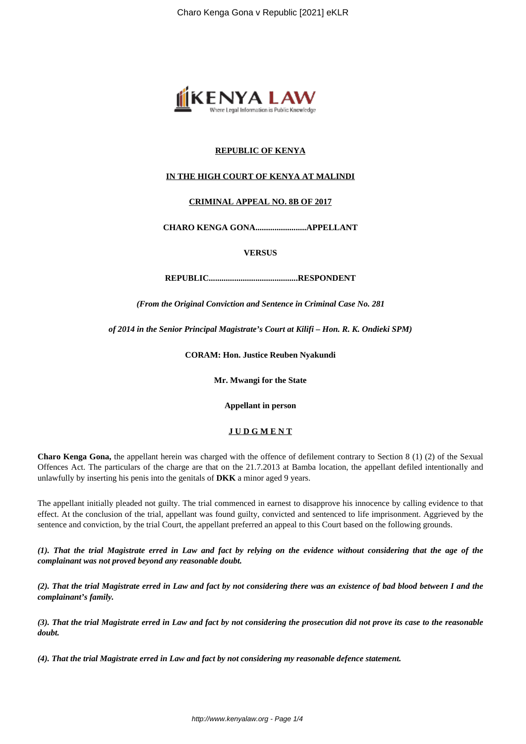**REPUBLIC OF KENYA**

**IN THE HIGH COURT OF KENYA AT MALINDI**

**CRIMINAL APPEAL NO. 8B OF 2017**

**CHARO KENGA GONA.......................APPELLANT**

**VERSUS**

**REPUBLIC..........................................RESPONDENT**

***(From the Original Conviction and Sentence in Criminal Case No. 281***

***of 2014 in the Senior Principal Magistrate's Court at Kilifi – Hon. R. K. Ondieki SPM)***

**CORAM: Hon. Justice Reuben Nyakundi**

**Mr. Mwangi for the State**

**Appellant in person**

**J U D G M E N T**

**Charo Kenga Gona,** the appellant herein was charged with the offence of defilement contrary to Section 8 (1) (2) of the Sexual Offences Act. The particulars of the charge are that on the 21.7.2013 at Bamba location, the appellant defiled intentionally and unlawfully by inserting his penis into the genitals of **DKK** a minor aged 9 years.

The appellant initially pleaded not guilty. The trial commenced in earnest to disapprove his innocence by calling evidence to that effect. At the conclusion of the trial, appellant was found guilty, convicted and sentenced to life imprisonment. Aggrieved by the sentence and conviction, by the trial Court, the appellant preferred an appeal to this Court based on the following grounds.

***(1). That the trial Magistrate erred in Law and fact by relying on the evidence without considering that the age of the complainant was not proved beyond any reasonable doubt.***

***(2). That the trial Magistrate erred in Law and fact by not considering there was an existence of bad blood between I and the complainant's family.***

***(3). That the trial Magistrate erred in Law and fact by not considering the prosecution did not prove its case to the reasonable doubt.***

***(4). That the trial Magistrate erred in Law and fact by not considering my reasonable defence statement.***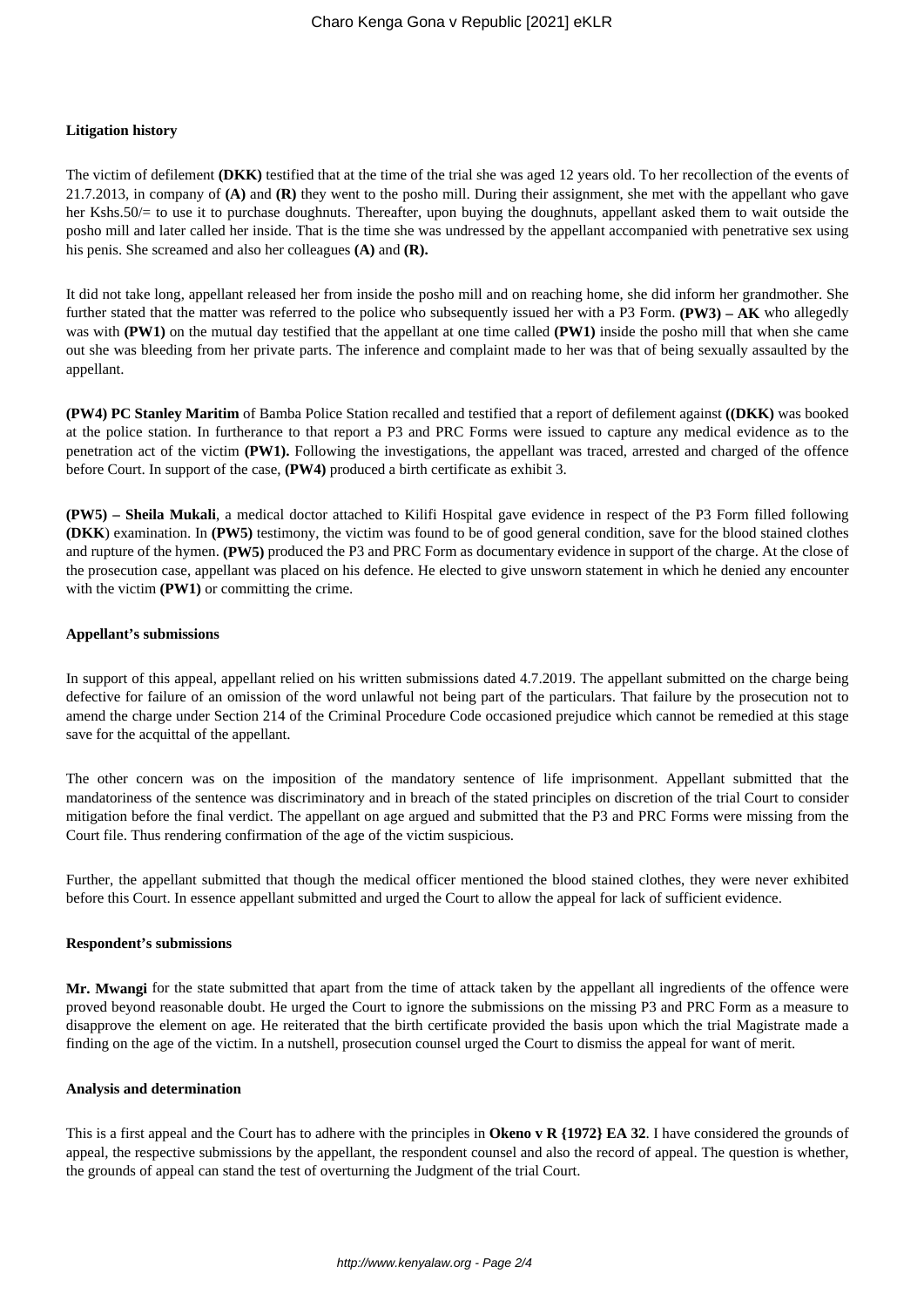**Litigation history**

The victim of defilement **(DKK)** testified that at the time of the trial she was aged 12 years old. To her recollection of the events of 21.7.2013, in company of **(A)** and **(R)** they went to the posho mill. During their assignment, she met with the appellant who gave her Kshs.50/= to use it to purchase doughnuts. Thereafter, upon buying the doughnuts, appellant asked them to wait outside the posho mill and later called her inside. That is the time she was undressed by the appellant accompanied with penetrative sex using his penis. She screamed and also her colleagues **(A)** and **(R).**

It did not take long, appellant released her from inside the posho mill and on reaching home, she did inform her grandmother. She further stated that the matter was referred to the police who subsequently issued her with a P3 Form. **(PW3) – AK** who allegedly was with **(PW1)** on the mutual day testified that the appellant at one time called **(PW1)** inside the posho mill that when she came out she was bleeding from her private parts. The inference and complaint made to her was that of being sexually assaulted by the appellant.

**(PW4) PC Stanley Maritim** of Bamba Police Station recalled and testified that a report of defilement against **((DKK)** was booked at the police station. In furtherance to that report a P3 and PRC Forms were issued to capture any medical evidence as to the penetration act of the victim **(PW1).** Following the investigations, the appellant was traced, arrested and charged of the offence before Court. In support of the case, **(PW4)** produced a birth certificate as exhibit 3.

**(PW5) – Sheila Mukali**, a medical doctor attached to Kilifi Hospital gave evidence in respect of the P3 Form filled following **(DKK**) examination. In **(PW5)** testimony, the victim was found to be of good general condition, save for the blood stained clothes and rupture of the hymen. **(PW5)** produced the P3 and PRC Form as documentary evidence in support of the charge. At the close of the prosecution case, appellant was placed on his defence. He elected to give unsworn statement in which he denied any encounter with the victim **(PW1)** or committing the crime.

**Appellant's submissions**

In support of this appeal, appellant relied on his written submissions dated 4.7.2019. The appellant submitted on the charge being defective for failure of an omission of the word unlawful not being part of the particulars. That failure by the prosecution not to amend the charge under Section 214 of the Criminal Procedure Code occasioned prejudice which cannot be remedied at this stage save for the acquittal of the appellant.

The other concern was on the imposition of the mandatory sentence of life imprisonment. Appellant submitted that the mandatoriness of the sentence was discriminatory and in breach of the stated principles on discretion of the trial Court to consider mitigation before the final verdict. The appellant on age argued and submitted that the P3 and PRC Forms were missing from the Court file. Thus rendering confirmation of the age of the victim suspicious.

Further, the appellant submitted that though the medical officer mentioned the blood stained clothes, they were never exhibited before this Court. In essence appellant submitted and urged the Court to allow the appeal for lack of sufficient evidence.

**Respondent's submissions**

**Mr. Mwangi** for the state submitted that apart from the time of attack taken by the appellant all ingredients of the offence were proved beyond reasonable doubt. He urged the Court to ignore the submissions on the missing P3 and PRC Form as a measure to disapprove the element on age. He reiterated that the birth certificate provided the basis upon which the trial Magistrate made a finding on the age of the victim. In a nutshell, prosecution counsel urged the Court to dismiss the appeal for want of merit.

**Analysis and determination**

This is a first appeal and the Court has to adhere with the principles in **Okeno v R {1972} EA 32**. I have considered the grounds of appeal, the respective submissions by the appellant, the respondent counsel and also the record of appeal. The question is whether, the grounds of appeal can stand the test of overturning the Judgment of the trial Court.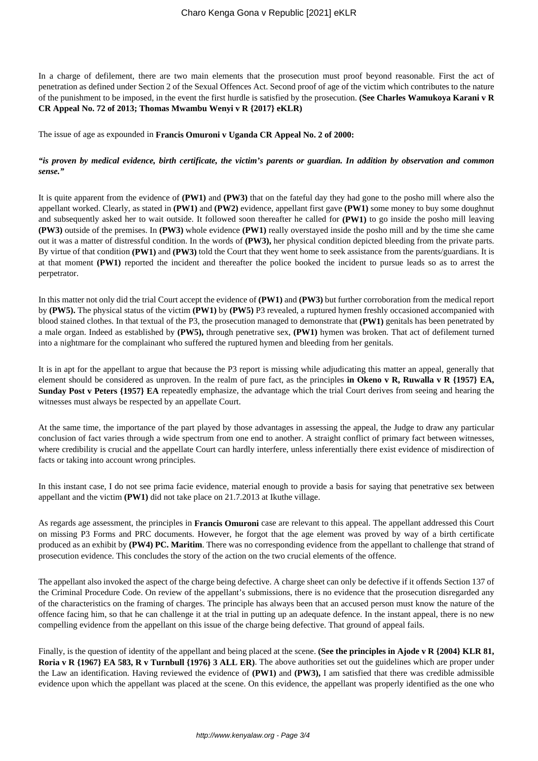In a charge of defilement, there are two main elements that the prosecution must proof beyond reasonable. First the act of penetration as defined under Section 2 of the Sexual Offences Act. Second proof of age of the victim which contributes to the nature of the punishment to be imposed, in the event the first hurdle is satisfied by the prosecution. **(See Charles Wamukoya Karani v R CR Appeal No. 72 of 2013; Thomas Mwambu Wenyi v R {2017} eKLR)**

The issue of age as expounded in **Francis Omuroni v Uganda CR Appeal No. 2 of 2000:**

***"is proven by medical evidence, birth certificate, the victim's parents or guardian. In addition by observation and common sense."***

It is quite apparent from the evidence of **(PW1)** and **(PW3)** that on the fateful day they had gone to the posho mill where also the appellant worked. Clearly, as stated in **(PW1)** and **(PW2)** evidence, appellant first gave **(PW1)** some money to buy some doughnut and subsequently asked her to wait outside. It followed soon thereafter he called for **(PW1)** to go inside the posho mill leaving **(PW3)** outside of the premises. In **(PW3)** whole evidence **(PW1)** really overstayed inside the posho mill and by the time she came out it was a matter of distressful condition. In the words of **(PW3),** her physical condition depicted bleeding from the private parts. By virtue of that condition **(PW1)** and **(PW3)** told the Court that they went home to seek assistance from the parents/guardians. It is at that moment **(PW1)** reported the incident and thereafter the police booked the incident to pursue leads so as to arrest the perpetrator.

In this matter not only did the trial Court accept the evidence of **(PW1)** and **(PW3)** but further corroboration from the medical report by **(PW5).** The physical status of the victim **(PW1)** by **(PW5)** P3 revealed, a ruptured hymen freshly occasioned accompanied with blood stained clothes. In that textual of the P3, the prosecution managed to demonstrate that **(PW1)** genitals has been penetrated by a male organ. Indeed as established by **(PW5),** through penetrative sex, **(PW1)** hymen was broken. That act of defilement turned into a nightmare for the complainant who suffered the ruptured hymen and bleeding from her genitals.

It is in apt for the appellant to argue that because the P3 report is missing while adjudicating this matter an appeal, generally that element should be considered as unproven. In the realm of pure fact, as the principles **in Okeno v R, Ruwalla v R {1957} EA, Sunday Post v Peters {1957} EA** repeatedly emphasize, the advantage which the trial Court derives from seeing and hearing the witnesses must always be respected by an appellate Court.

At the same time, the importance of the part played by those advantages in assessing the appeal, the Judge to draw any particular conclusion of fact varies through a wide spectrum from one end to another. A straight conflict of primary fact between witnesses, where credibility is crucial and the appellate Court can hardly interfere, unless inferentially there exist evidence of misdirection of facts or taking into account wrong principles.

In this instant case, I do not see prima facie evidence, material enough to provide a basis for saying that penetrative sex between appellant and the victim **(PW1)** did not take place on 21.7.2013 at Ikuthe village.

As regards age assessment, the principles in **Francis Omuroni** case are relevant to this appeal. The appellant addressed this Court on missing P3 Forms and PRC documents. However, he forgot that the age element was proved by way of a birth certificate produced as an exhibit by **(PW4) PC. Maritim**. There was no corresponding evidence from the appellant to challenge that strand of prosecution evidence. This concludes the story of the action on the two crucial elements of the offence.

The appellant also invoked the aspect of the charge being defective. A charge sheet can only be defective if it offends Section 137 of the Criminal Procedure Code. On review of the appellant's submissions, there is no evidence that the prosecution disregarded any of the characteristics on the framing of charges. The principle has always been that an accused person must know the nature of the offence facing him, so that he can challenge it at the trial in putting up an adequate defence. In the instant appeal, there is no new compelling evidence from the appellant on this issue of the charge being defective. That ground of appeal fails.

Finally, is the question of identity of the appellant and being placed at the scene. **(See the principles in Ajode v R {2004} KLR 81, Roria v R {1967} EA 583, R v Turnbull {1976} 3 ALL ER)**. The above authorities set out the guidelines which are proper under the Law an identification. Having reviewed the evidence of **(PW1)** and **(PW3),** I am satisfied that there was credible admissible evidence upon which the appellant was placed at the scene. On this evidence, the appellant was properly identified as the one who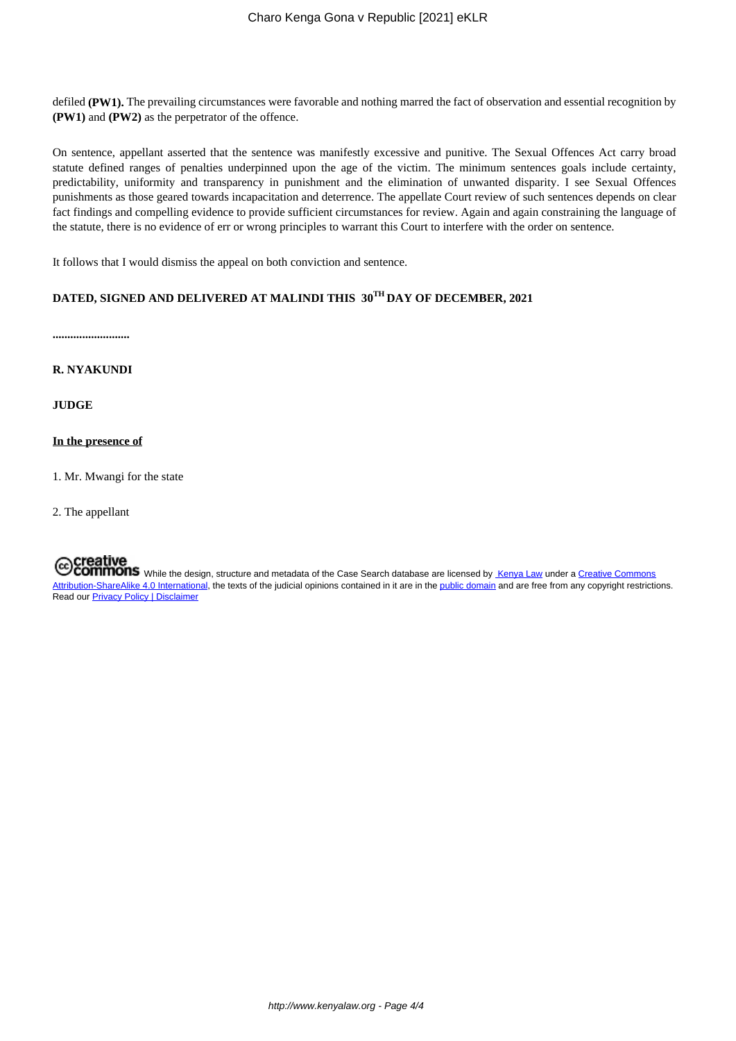defiled **(PW1).** The prevailing circumstances were favorable and nothing marred the fact of observation and essential recognition by **(PW1)** and **(PW2)** as the perpetrator of the offence.

On sentence, appellant asserted that the sentence was manifestly excessive and punitive. The Sexual Offences Act carry broad statute defined ranges of penalties underpinned upon the age of the victim. The minimum sentences goals include certainty, predictability, uniformity and transparency in punishment and the elimination of unwanted disparity. I see Sexual Offences punishments as those geared towards incapacitation and deterrence. The appellate Court review of such sentences depends on clear fact findings and compelling evidence to provide sufficient circumstances for review. Again and again constraining the language of the statute, there is no evidence of err or wrong principles to warrant this Court to interfere with the order on sentence.

It follows that I would dismiss the appeal on both conviction and sentence.

**DATED, SIGNED AND DELIVERED AT MALINDI THIS 30TH DAY OF DECEMBER, 2021**

**.........................**

**R. NYAKUNDI**

**JUDGE**

**In the presence of**

1. Mr. Mwangi for the state

2. The appellant

While the design, structure and metadata of the Case Search database are licensed by Kenya Law under a Creative Commons Attribution-ShareAlike 4.0 International, the texts of the judicial opinions contained in it are in the public domain and are free from any copyright restrictions. Read our Privacy Policy | Disclaimer